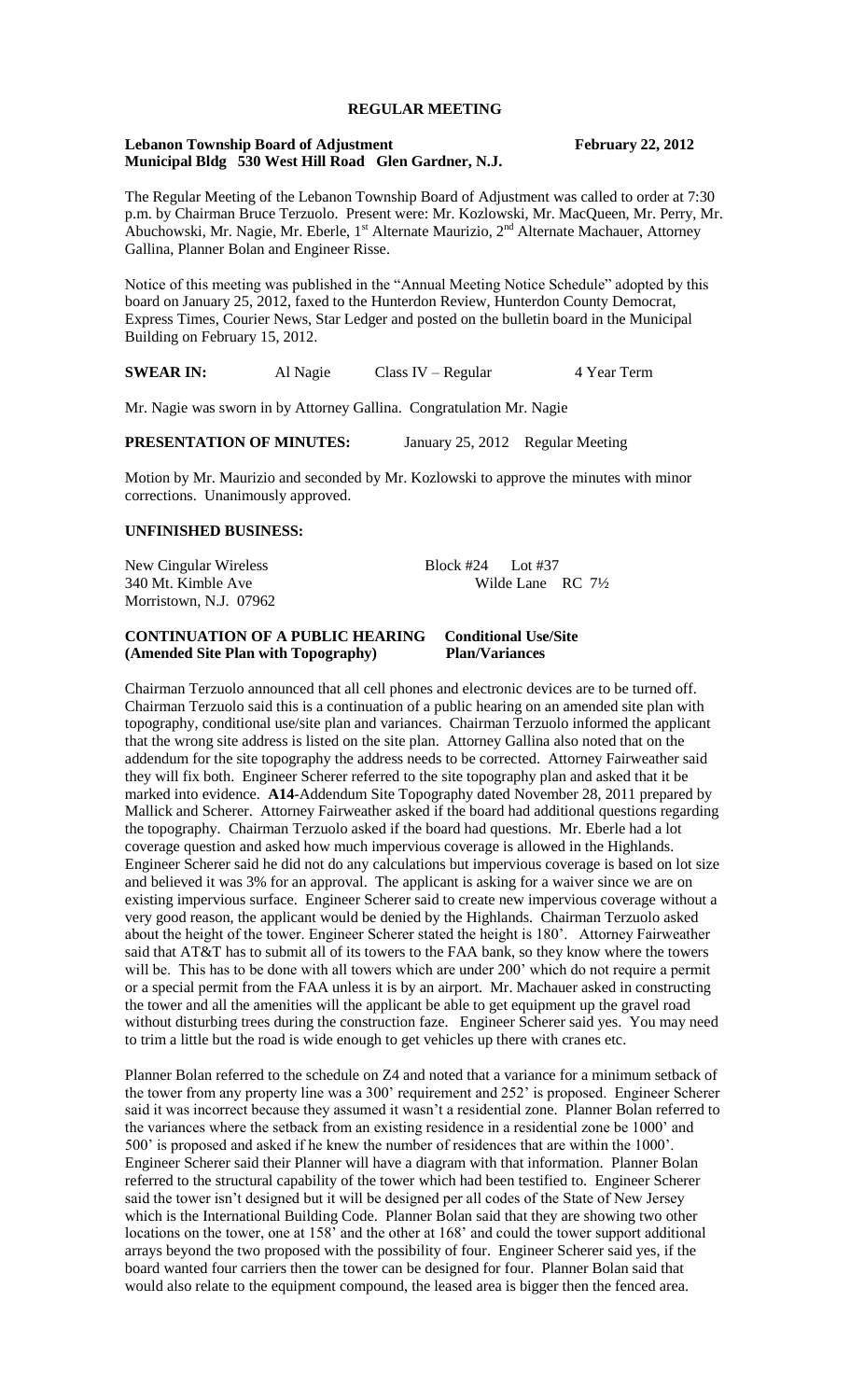# REGULAR MEETING

**Lebanon Township Board of Adjustment** **February 22, 2012**
**Municipal Bldg 530 West Hill Road Glen Gardner, N.J.**

The Regular Meeting of the Lebanon Township Board of Adjustment was called to order at 7:30 p.m. by Chairman Bruce Terzuolo. Present were: Mr. Kozlowski, Mr. MacQueen, Mr. Perry, Mr. Abuchowski, Mr. Nagie, Mr. Eberle, 1st Alternate Maurizio, 2nd Alternate Machauer, Attorney Gallina, Planner Bolan and Engineer Risse.

Notice of this meeting was published in the "Annual Meeting Notice Schedule" adopted by this board on January 25, 2012, faxed to the Hunterdon Review, Hunterdon County Democrat, Express Times, Courier News, Star Ledger and posted on the bulletin board in the Municipal Building on February 15, 2012.

**SWEAR IN:** Al Nagie Class IV – Regular 4 Year Term

Mr. Nagie was sworn in by Attorney Gallina. Congratulation Mr. Nagie

**PRESENTATION OF MINUTES:** January 25, 2012 Regular Meeting

Motion by Mr. Maurizio and seconded by Mr. Kozlowski to approve the minutes with minor corrections. Unanimously approved.

**UNFINISHED BUSINESS:**

New Cingular Wireless Block #24 Lot #37
340 Mt. Kimble Ave Wilde Lane RC 7½
Morristown, N.J. 07962

**CONTINUATION OF A PUBLIC HEARING Conditional Use/Site**
**(Amended Site Plan with Topography) Plan/Variances**

Chairman Terzuolo announced that all cell phones and electronic devices are to be turned off. Chairman Terzuolo said this is a continuation of a public hearing on an amended site plan with topography, conditional use/site plan and variances. Chairman Terzuolo informed the applicant that the wrong site address is listed on the site plan. Attorney Gallina also noted that on the addendum for the site topography the address needs to be corrected. Attorney Fairweather said they will fix both. Engineer Scherer referred to the site topography plan and asked that it be marked into evidence. **A14**-Addendum Site Topography dated November 28, 2011 prepared by Mallick and Scherer. Attorney Fairweather asked if the board had additional questions regarding the topography. Chairman Terzuolo asked if the board had questions. Mr. Eberle had a lot coverage question and asked how much impervious coverage is allowed in the Highlands. Engineer Scherer said he did not do any calculations but impervious coverage is based on lot size and believed it was 3% for an approval. The applicant is asking for a waiver since we are on existing impervious surface. Engineer Scherer said to create new impervious coverage without a very good reason, the applicant would be denied by the Highlands. Chairman Terzuolo asked about the height of the tower. Engineer Scherer stated the height is 180'. Attorney Fairweather said that AT&T has to submit all of its towers to the FAA bank, so they know where the towers will be. This has to be done with all towers which are under 200' which do not require a permit or a special permit from the FAA unless it is by an airport. Mr. Machauer asked in constructing the tower and all the amenities will the applicant be able to get equipment up the gravel road without disturbing trees during the construction faze. Engineer Scherer said yes. You may need to trim a little but the road is wide enough to get vehicles up there with cranes etc.

Planner Bolan referred to the schedule on Z4 and noted that a variance for a minimum setback of the tower from any property line was a 300' requirement and 252' is proposed. Engineer Scherer said it was incorrect because they assumed it wasn't a residential zone. Planner Bolan referred to the variances where the setback from an existing residence in a residential zone be 1000' and 500' is proposed and asked if he knew the number of residences that are within the 1000'. Engineer Scherer said their Planner will have a diagram with that information. Planner Bolan referred to the structural capability of the tower which had been testified to. Engineer Scherer said the tower isn't designed but it will be designed per all codes of the State of New Jersey which is the International Building Code. Planner Bolan said that they are showing two other locations on the tower, one at 158' and the other at 168' and could the tower support additional arrays beyond the two proposed with the possibility of four. Engineer Scherer said yes, if the board wanted four carriers then the tower can be designed for four. Planner Bolan said that would also relate to the equipment compound, the leased area is bigger then the fenced area.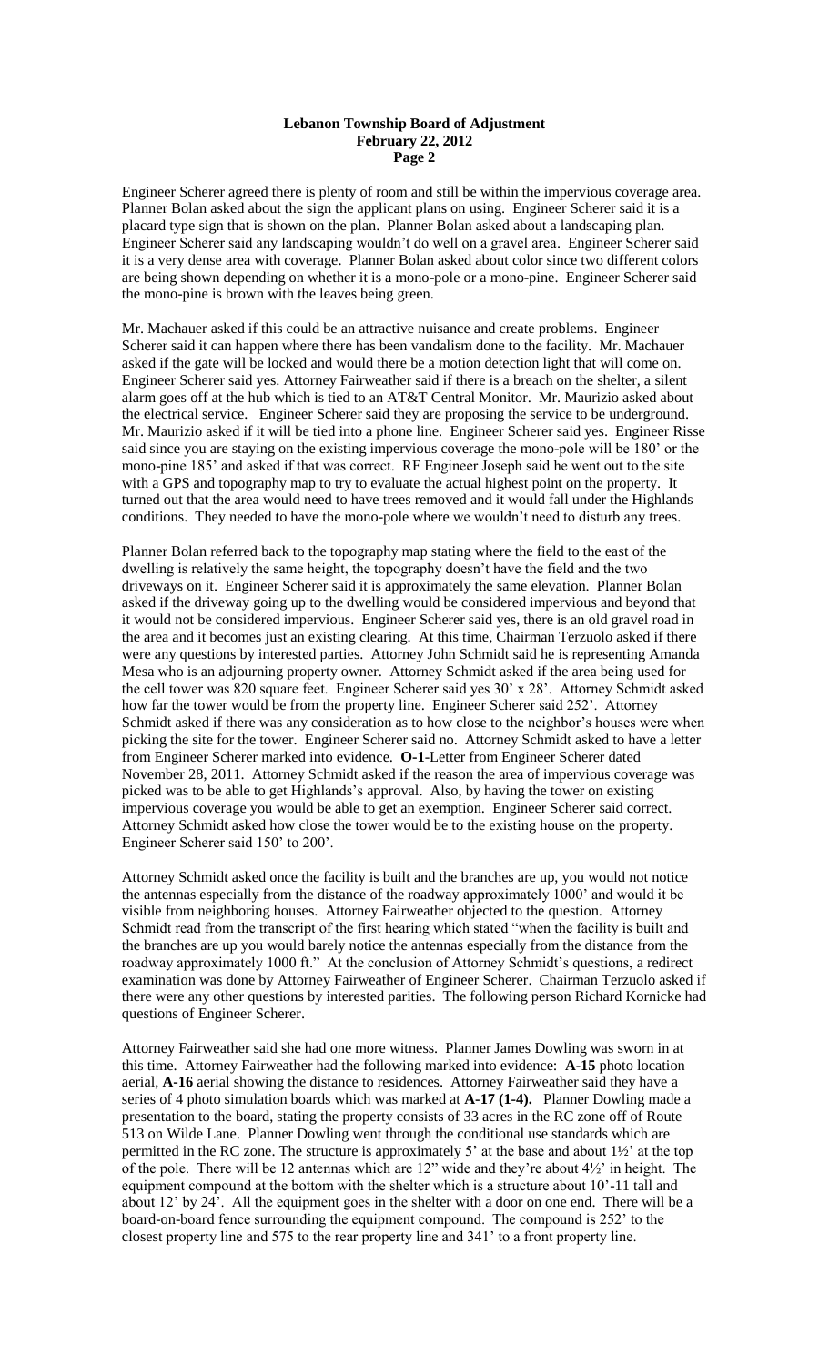Engineer Scherer agreed there is plenty of room and still be within the impervious coverage area. Planner Bolan asked about the sign the applicant plans on using. Engineer Scherer said it is a placard type sign that is shown on the plan. Planner Bolan asked about a landscaping plan. Engineer Scherer said any landscaping wouldn't do well on a gravel area. Engineer Scherer said it is a very dense area with coverage. Planner Bolan asked about color since two different colors are being shown depending on whether it is a mono-pole or a mono-pine. Engineer Scherer said the mono-pine is brown with the leaves being green.

Mr. Machauer asked if this could be an attractive nuisance and create problems. Engineer Scherer said it can happen where there has been vandalism done to the facility. Mr. Machauer asked if the gate will be locked and would there be a motion detection light that will come on. Engineer Scherer said yes. Attorney Fairweather said if there is a breach on the shelter, a silent alarm goes off at the hub which is tied to an AT&T Central Monitor. Mr. Maurizio asked about the electrical service. Engineer Scherer said they are proposing the service to be underground. Mr. Maurizio asked if it will be tied into a phone line. Engineer Scherer said yes. Engineer Risse said since you are staying on the existing impervious coverage the mono-pole will be 180' or the mono-pine 185' and asked if that was correct. RF Engineer Joseph said he went out to the site with a GPS and topography map to try to evaluate the actual highest point on the property. It turned out that the area would need to have trees removed and it would fall under the Highlands conditions. They needed to have the mono-pole where we wouldn't need to disturb any trees.

Planner Bolan referred back to the topography map stating where the field to the east of the dwelling is relatively the same height, the topography doesn't have the field and the two driveways on it. Engineer Scherer said it is approximately the same elevation. Planner Bolan asked if the driveway going up to the dwelling would be considered impervious and beyond that it would not be considered impervious. Engineer Scherer said yes, there is an old gravel road in the area and it becomes just an existing clearing. At this time, Chairman Terzuolo asked if there were any questions by interested parties. Attorney John Schmidt said he is representing Amanda Mesa who is an adjourning property owner. Attorney Schmidt asked if the area being used for the cell tower was 820 square feet. Engineer Scherer said yes 30' x 28'. Attorney Schmidt asked how far the tower would be from the property line. Engineer Scherer said 252'. Attorney Schmidt asked if there was any consideration as to how close to the neighbor's houses were when picking the site for the tower. Engineer Scherer said no. Attorney Schmidt asked to have a letter from Engineer Scherer marked into evidence. **O-1**-Letter from Engineer Scherer dated November 28, 2011. Attorney Schmidt asked if the reason the area of impervious coverage was picked was to be able to get Highlands's approval. Also, by having the tower on existing impervious coverage you would be able to get an exemption. Engineer Scherer said correct. Attorney Schmidt asked how close the tower would be to the existing house on the property. Engineer Scherer said 150' to 200'.

Attorney Schmidt asked once the facility is built and the branches are up, you would not notice the antennas especially from the distance of the roadway approximately 1000' and would it be visible from neighboring houses. Attorney Fairweather objected to the question. Attorney Schmidt read from the transcript of the first hearing which stated "when the facility is built and the branches are up you would barely notice the antennas especially from the distance from the roadway approximately 1000 ft." At the conclusion of Attorney Schmidt's questions, a redirect examination was done by Attorney Fairweather of Engineer Scherer. Chairman Terzuolo asked if there were any other questions by interested parities. The following person Richard Kornicke had questions of Engineer Scherer.

Attorney Fairweather said she had one more witness. Planner James Dowling was sworn in at this time. Attorney Fairweather had the following marked into evidence: **A-15** photo location aerial, **A-16** aerial showing the distance to residences. Attorney Fairweather said they have a series of 4 photo simulation boards which was marked at **A-17 (1-4).** Planner Dowling made a presentation to the board, stating the property consists of 33 acres in the RC zone off of Route 513 on Wilde Lane. Planner Dowling went through the conditional use standards which are permitted in the RC zone. The structure is approximately 5' at the base and about 1½' at the top of the pole. There will be 12 antennas which are 12" wide and they're about 4½' in height. The equipment compound at the bottom with the shelter which is a structure about 10'-11 tall and about 12' by 24'. All the equipment goes in the shelter with a door on one end. There will be a board-on-board fence surrounding the equipment compound. The compound is 252' to the closest property line and 575 to the rear property line and 341' to a front property line.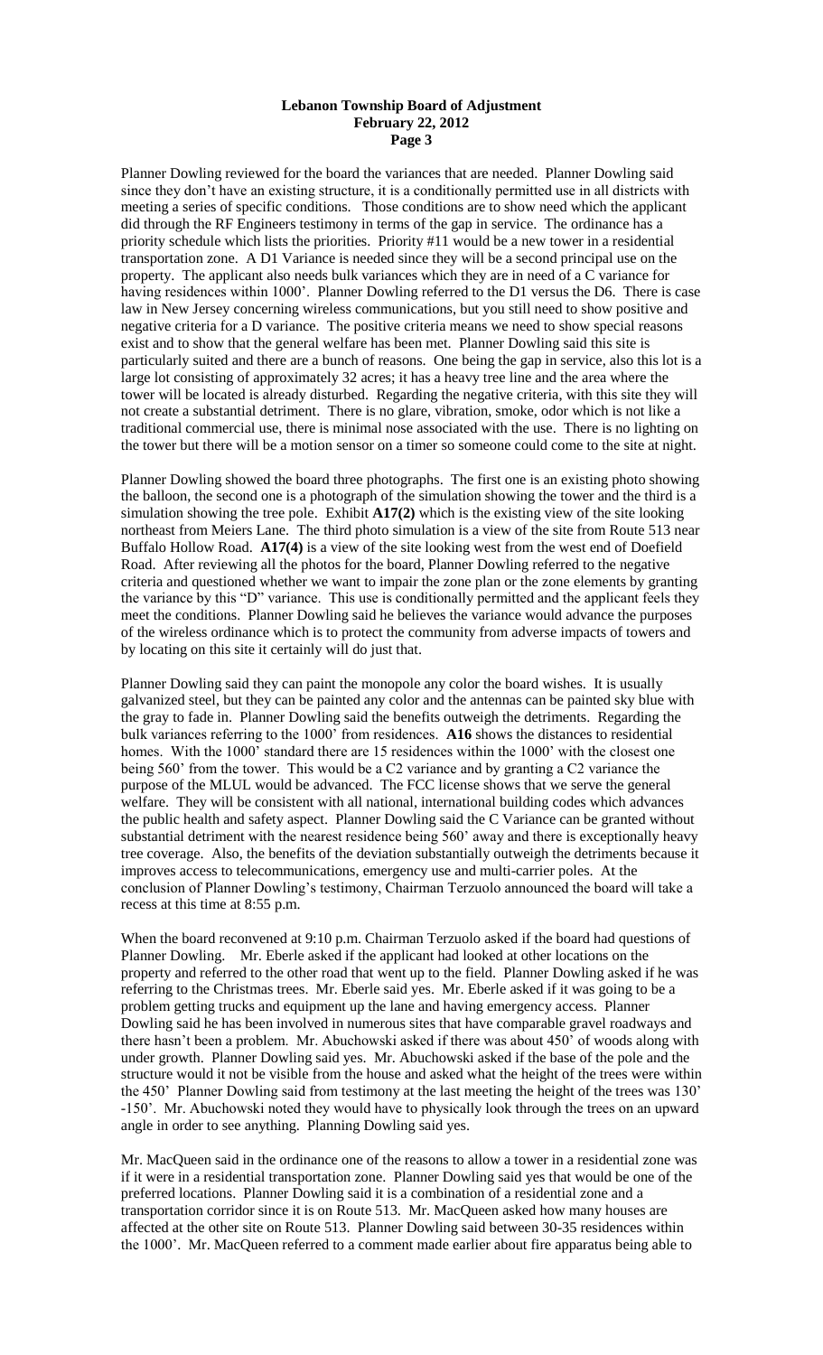Planner Dowling reviewed for the board the variances that are needed. Planner Dowling said since they don't have an existing structure, it is a conditionally permitted use in all districts with meeting a series of specific conditions. Those conditions are to show need which the applicant did through the RF Engineers testimony in terms of the gap in service. The ordinance has a priority schedule which lists the priorities. Priority #11 would be a new tower in a residential transportation zone. A D1 Variance is needed since they will be a second principal use on the property. The applicant also needs bulk variances which they are in need of a C variance for having residences within 1000'. Planner Dowling referred to the D1 versus the D6. There is case law in New Jersey concerning wireless communications, but you still need to show positive and negative criteria for a D variance. The positive criteria means we need to show special reasons exist and to show that the general welfare has been met. Planner Dowling said this site is particularly suited and there are a bunch of reasons. One being the gap in service, also this lot is a large lot consisting of approximately 32 acres; it has a heavy tree line and the area where the tower will be located is already disturbed. Regarding the negative criteria, with this site they will not create a substantial detriment. There is no glare, vibration, smoke, odor which is not like a traditional commercial use, there is minimal nose associated with the use. There is no lighting on the tower but there will be a motion sensor on a timer so someone could come to the site at night.

Planner Dowling showed the board three photographs. The first one is an existing photo showing the balloon, the second one is a photograph of the simulation showing the tower and the third is a simulation showing the tree pole. Exhibit **A17(2)** which is the existing view of the site looking northeast from Meiers Lane. The third photo simulation is a view of the site from Route 513 near Buffalo Hollow Road. **A17(4)** is a view of the site looking west from the west end of Doefield Road. After reviewing all the photos for the board, Planner Dowling referred to the negative criteria and questioned whether we want to impair the zone plan or the zone elements by granting the variance by this "D" variance. This use is conditionally permitted and the applicant feels they meet the conditions. Planner Dowling said he believes the variance would advance the purposes of the wireless ordinance which is to protect the community from adverse impacts of towers and by locating on this site it certainly will do just that.

Planner Dowling said they can paint the monopole any color the board wishes. It is usually galvanized steel, but they can be painted any color and the antennas can be painted sky blue with the gray to fade in. Planner Dowling said the benefits outweigh the detriments. Regarding the bulk variances referring to the 1000' from residences. **A16** shows the distances to residential homes. With the 1000' standard there are 15 residences within the 1000' with the closest one being 560' from the tower. This would be a C2 variance and by granting a C2 variance the purpose of the MLUL would be advanced. The FCC license shows that we serve the general welfare. They will be consistent with all national, international building codes which advances the public health and safety aspect. Planner Dowling said the C Variance can be granted without substantial detriment with the nearest residence being 560' away and there is exceptionally heavy tree coverage. Also, the benefits of the deviation substantially outweigh the detriments because it improves access to telecommunications, emergency use and multi-carrier poles. At the conclusion of Planner Dowling's testimony, Chairman Terzuolo announced the board will take a recess at this time at 8:55 p.m.

When the board reconvened at 9:10 p.m. Chairman Terzuolo asked if the board had questions of Planner Dowling. Mr. Eberle asked if the applicant had looked at other locations on the property and referred to the other road that went up to the field. Planner Dowling asked if he was referring to the Christmas trees. Mr. Eberle said yes. Mr. Eberle asked if it is going to be a problem getting trucks and equipment up the lane and having emergency access. Planner Dowling said he has been involved in numerous sites that have comparable gravel roadways and there hasn't been a problem. Mr. Abuchowski asked if there was about 450' of woods along with under growth. Planner Dowling said yes. Mr. Abuchowski asked if the base of the pole and the structure would it not be visible from the house and asked what the height of the trees were within the 450' Planner Dowling said from testimony at the last meeting the height of the trees was 130' -150'. Mr. Abuchowski noted they would have to physically look through the trees on an upward angle in order to see anything. Planning Dowling said yes.

Mr. MacQueen said in the ordinance one of the reasons to allow a tower in a residential zone was if it were in a residential transportation zone. Planner Dowling said yes that would be one of the preferred locations. Planner Dowling said it is a combination of a residential zone and a transportation corridor since it is on Route 513. Mr. MacQueen asked how many houses are affected at the other site on Route 513. Planner Dowling said between 30-35 residences within the 1000'. Mr. MacQueen referred to a comment made earlier about fire apparatus being able to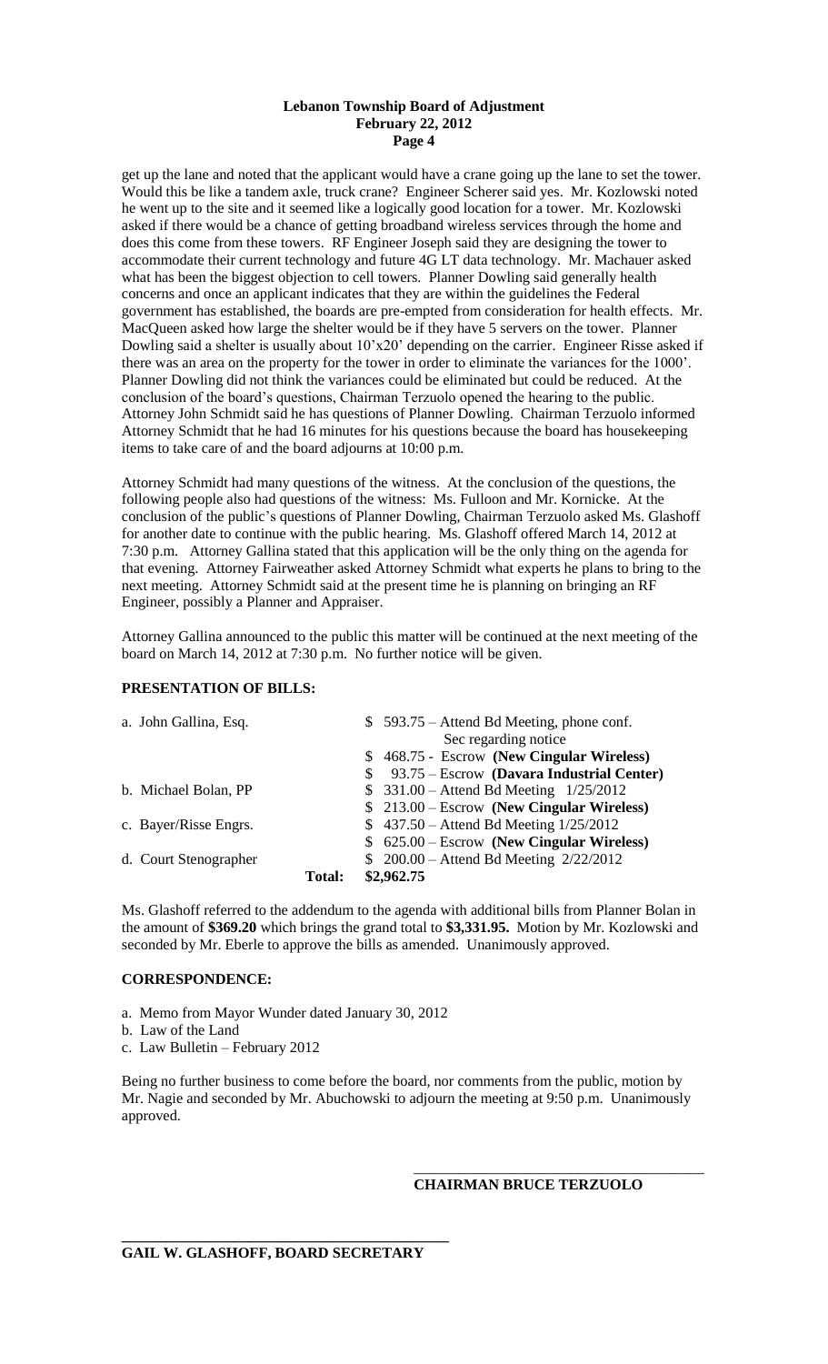get up the lane and noted that the applicant would have a crane going up the lane to set the tower. Would this be like a tandem axle, truck crane? Engineer Scherer said yes. Mr. Kozlowski noted he went up to the site and it seemed like a logically good location for a tower. Mr. Kozlowski asked if there would be a chance of getting broadband wireless services through the home and does this come from these towers. RF Engineer Joseph said they are designing the tower to accommodate their current technology and future 4G LT data technology. Mr. Machauer asked what has been the biggest objection to cell towers. Planner Dowling said generally health concerns and once an applicant indicates that they are within the guidelines the Federal government has established, the boards are pre-empted from consideration for health effects. Mr. MacQueen asked how large the shelter would be if they have 5 servers on the tower. Planner Dowling said a shelter is usually about 10'x20' depending on the carrier. Engineer Risse asked if there was an area on the property for the tower in order to eliminate the variances for the 1000'. Planner Dowling did not think the variances could be eliminated but could be reduced. At the conclusion of the board's questions, Chairman Terzuolo opened the hearing to the public. Attorney John Schmidt said he has questions of Planner Dowling. Chairman Terzuolo informed Attorney Schmidt that he had 16 minutes for his questions because the board has housekeeping items to take care of and the board adjourns at 10:00 p.m.

Attorney Schmidt had many questions of the witness. At the conclusion of the questions, the following people also had questions of the witness: Ms. Fulloon and Mr. Kornicke. At the conclusion of the public's questions of Planner Dowling, Chairman Terzuolo asked Ms. Glashoff for another date to continue with the public hearing. Ms. Glashoff offered March 14, 2012 at 7:30 p.m. Attorney Gallina stated that this application will be the only thing on the agenda for that evening. Attorney Fairweather asked Attorney Schmidt what experts he plans to bring to the next meeting. Attorney Schmidt said at the present time he is planning on bringing an RF Engineer, possibly a Planner and Appraiser.

Attorney Gallina announced to the public this matter will be continued at the next meeting of the board on March 14, 2012 at 7:30 p.m. No further notice will be given.

## PRESENTATION OF BILLS:

| | | |
|---|---|---|
| a. John Gallina, Esq. | | \$ 593.75 – Attend Bd Meeting, phone conf. Sec regarding notice |
| | | \$ 468.75 - Escrow **(New Cingular Wireless)** |
| | | \$ 93.75 – Escrow **(Davara Industrial Center)** |
| b. Michael Bolan, PP | | \$ 331.00 – Attend Bd Meeting 1/25/2012 |
| | | \$ 213.00 – Escrow **(New Cingular Wireless)** |
| c. Bayer/Risse Engrs. | | \$ 437.50 – Attend Bd Meeting 1/25/2012 |
| | | \$ 625.00 – Escrow **(New Cingular Wireless)** |
| d. Court Stenographer | | \$ 200.00 – Attend Bd Meeting 2/22/2012 |
| | **Total:** | **\$2,962.75** |

Ms. Glashoff referred to the addendum to the agenda with additional bills from Planner Bolan in the amount of **\$369.20** which brings the grand total to **\$3,331.95.** Motion by Mr. Kozlowski and seconded by Mr. Eberle to approve the bills as amended. Unanimously approved.

## CORRESPONDENCE:

a. Memo from Mayor Wunder dated January 30, 2012
b. Law of the Land
c. Law Bulletin – February 2012

Being no further business to come before the board, nor comments from the public, motion by Mr. Nagie and seconded by Mr. Abuchowski to adjourn the meeting at 9:50 p.m. Unanimously approved.

\_\_\_\_\_\_\_\_\_\_\_\_\_\_\_\_\_\_\_\_\_\_\_\_\_\_\_\_\_\_\_\_\_\_\_\_\_\_\_\_

**CHAIRMAN BRUCE TERZUOLO**

\_\_\_\_\_\_\_\_\_\_\_\_\_\_\_\_\_\_\_\_\_\_\_\_\_\_\_\_\_\_\_\_\_\_\_\_\_\_\_\_

**GAIL W. GLASHOFF, BOARD SECRETARY**